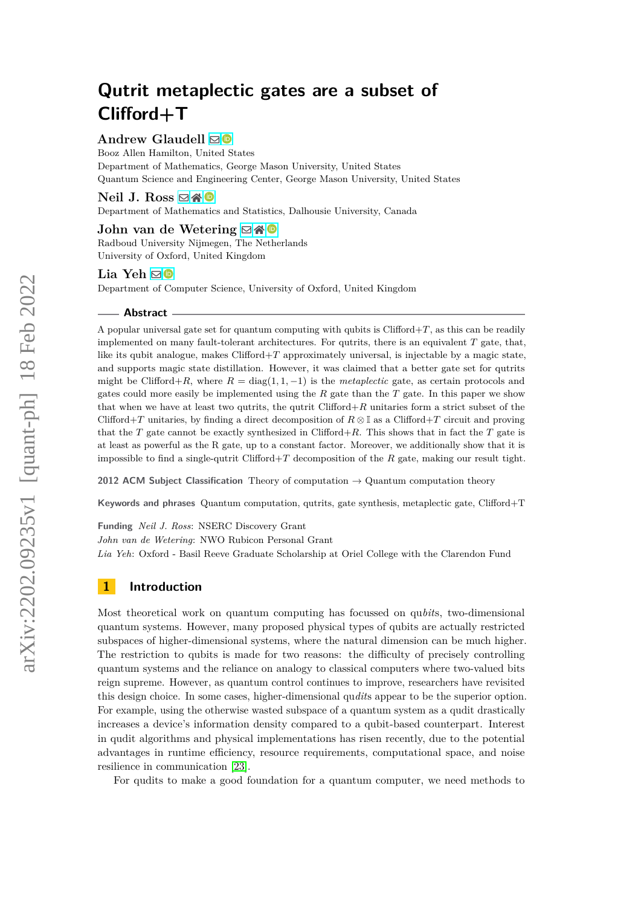# Qutrit metaplectic gates are a subset of Clifford+T

**Andrew Glaudell**
Booz Allen Hamilton, United States
Department of Mathematics, George Mason University, United States
Quantum Science and Engineering Center, George Mason University, United States

**Neil J. Ross**
Department of Mathematics and Statistics, Dalhousie University, Canada

**John van de Wetering**
Radboud University Nijmegen, The Netherlands
University of Oxford, United Kingdom

**Lia Yeh**
Department of Computer Science, University of Oxford, United Kingdom

## Abstract

A popular universal gate set for quantum computing with qubits is Clifford+$T$, as this can be readily implemented on many fault-tolerant architectures. For qutrits, there is an equivalent $T$ gate, that, like its qubit analogue, makes Clifford+$T$ approximately universal, is injectable by a magic state, and supports magic state distillation. However, it was claimed that a better gate set for qutrits might be Clifford+$R$, where $R = \text{diag}(1, 1, -1)$ is the *metaplectic* gate, as certain protocols and gates could more easily be implemented using the $R$ gate than the $T$ gate. In this paper we show that when we have at least two qutrits, the qutrit Clifford+$R$ unitaries form a strict subset of the Clifford+$T$ unitaries, by finding a direct decomposition of $R \otimes \mathbb{I}$ as a Clifford+$T$ circuit and proving that the $T$ gate cannot be exactly synthesized in Clifford+$R$. This shows that in fact the $T$ gate is at least as powerful as the R gate, up to a constant factor. Moreover, we additionally show that it is impossible to find a single-qutrit Clifford+$T$ decomposition of the $R$ gate, making our result tight.

**2012 ACM Subject Classification** Theory of computation → Quantum computation theory

**Keywords and phrases** Quantum computation, qutrits, gate synthesis, metaplectic gate, Clifford+T

**Funding** *Neil J. Ross*: NSERC Discovery Grant
*John van de Wetering*: NWO Rubicon Personal Grant
*Lia Yeh*: Oxford - Basil Reeve Graduate Scholarship at Oriel College with the Clarendon Fund

## 1 Introduction

Most theoretical work on quantum computing has focussed on qu*bits*, two-dimensional quantum systems. However, many proposed physical types of qubits are actually restricted subspaces of higher-dimensional systems, where the natural dimension can be much higher. The restriction to qubits is made for two reasons: the difficulty of precisely controlling quantum systems and the reliance on analogy to classical computers where two-valued bits reign supreme. However, as quantum control continues to improve, researchers have revisited this design choice. In some cases, higher-dimensional qu*dits* appear to be the superior option. For example, using the otherwise wasted subspace of a quantum system as a qudit drastically increases a device's information density compared to a qubit-based counterpart. Interest in qudit algorithms and physical implementations has risen recently, due to the potential advantages in runtime efficiency, resource requirements, computational space, and noise resilience in communication [23].

For qudits to make a good foundation for a quantum computer, we need methods to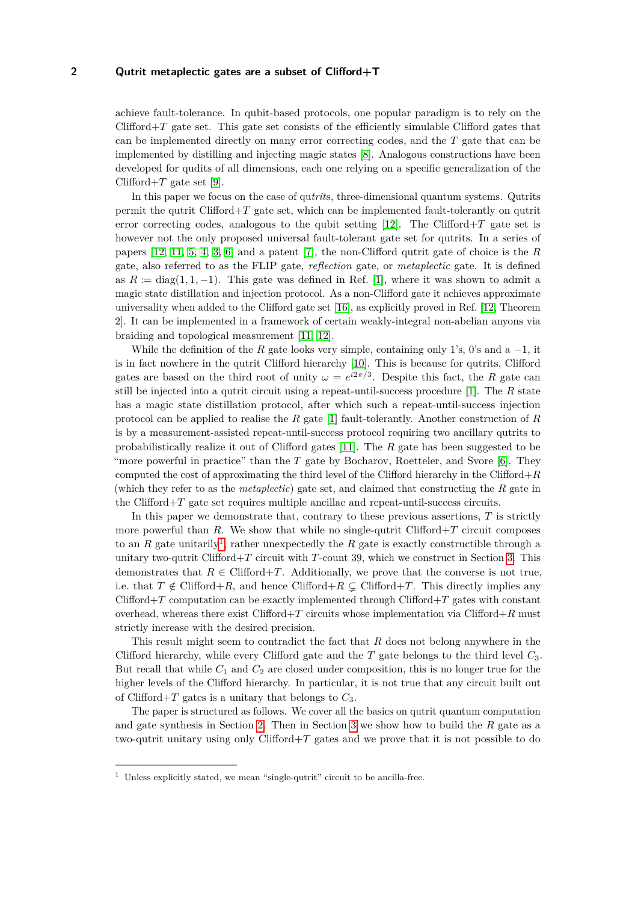achieve fault-tolerance. In qubit-based protocols, one popular paradigm is to rely on the Clifford+$T$ gate set. This gate set consists of the efficiently simulable Clifford gates that can be implemented directly on many error correcting codes, and the $T$ gate that can be implemented by distilling and injecting magic states [8]. Analogous constructions have been developed for qudits of all dimensions, each one relying on a specific generalization of the Clifford+$T$ gate set [9].

In this paper we focus on the case of qu*trits*, three-dimensional quantum systems. Qutrits permit the qutrit Clifford+$T$ gate set, which can be implemented fault-tolerantly on qutrit error correcting codes, analogous to the qubit setting [12]. The Clifford+$T$ gate set is however not the only proposed universal fault-tolerant gate set for qutrits. In a series of papers [12, 11, 5, 4, 3, 6] and a patent [7], the non-Clifford qutrit gate of choice is the $R$ gate, also referred to as the FLIP gate, *reflection* gate, or *metaplectic* gate. It is defined as $R := \operatorname{diag}(1, 1, -1)$. This gate was defined in Ref. [1], where it was shown to admit a magic state distillation and injection protocol. As a non-Clifford gate it achieves approximate universality when added to the Clifford gate set [16], as explicitly proved in Ref. [12, Theorem 2]. It can be implemented in a framework of certain weakly-integral non-abelian anyons via braiding and topological measurement [11, 12].

While the definition of the $R$ gate looks very simple, containing only 1's, 0's and a $-1$, it is in fact nowhere in the qutrit Clifford hierarchy [10]. This is because for qutrits, Clifford gates are based on the third root of unity $\omega = e^{i2\pi/3}$. Despite this fact, the $R$ gate can still be injected into a qutrit circuit using a repeat-until-success procedure [1]. The $R$ state has a magic state distillation protocol, after which such a repeat-until-success injection protocol can be applied to realise the $R$ gate [1] fault-tolerantly. Another construction of $R$ is by a measurement-assisted repeat-until-success protocol requiring two ancillary qutrits to probabilistically realize it out of Clifford gates [11]. The $R$ gate has been suggested to be "more powerful in practice" than the $T$ gate by Bocharov, Roetteler, and Svore [6]. They computed the cost of approximating the third level of the Clifford hierarchy in the Clifford+$R$ (which they refer to as the *metaplectic*) gate set, and claimed that constructing the $R$ gate in the Clifford+$T$ gate set requires multiple ancillae and repeat-until-success circuits.

In this paper we demonstrate that, contrary to these previous assertions, $T$ is strictly more powerful than $R$. We show that while no single-qutrit Clifford+$T$ circuit composes to an $R$ gate unitarily[1], rather unexpectedly the $R$ gate is exactly constructible through a unitary two-qutrit Clifford+$T$ circuit with $T$-count 39, which we construct in Section 3. This demonstrates that $R \in$ Clifford+$T$. Additionally, we prove that the converse is not true, i.e. that $T \notin$ Clifford+$R$, and hence Clifford+$R \subsetneq$ Clifford+$T$. This directly implies any Clifford+$T$ computation can be exactly implemented through Clifford+$T$ gates with constant overhead, whereas there exist Clifford+$T$ circuits whose implementation via Clifford+$R$ must strictly increase with the desired precision.

This result might seem to contradict the fact that $R$ does not belong anywhere in the Clifford hierarchy, while every Clifford gate and the $T$ gate belongs to the third level $C_3$. But recall that while $C_1$ and $C_2$ are closed under composition, this is no longer true for the higher levels of the Clifford hierarchy. In particular, it is not true that any circuit built out of Clifford+$T$ gates is a unitary that belongs to $C_3$.

The paper is structured as follows. We cover all the basics on qutrit quantum computation and gate synthesis in Section 2. Then in Section 3 we show how to build the $R$ gate as a two-qutrit unitary using only Clifford+$T$ gates and we prove that it is not possible to do

[1] Unless explicitly stated, we mean "single-qutrit" circuit to be ancilla-free.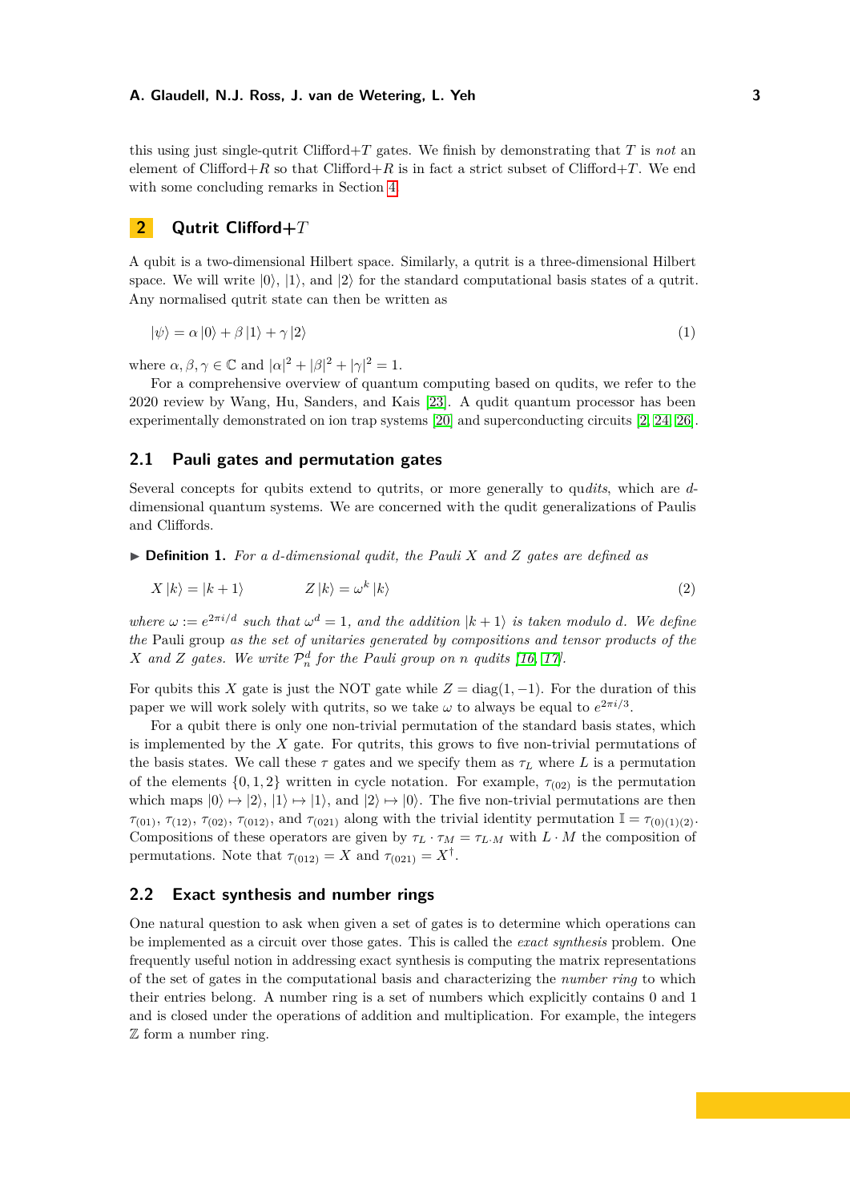this using just single-qutrit Clifford+$T$ gates. We finish by demonstrating that $T$ is *not* an element of Clifford+$R$ so that Clifford+$R$ is in fact a strict subset of Clifford+$T$. We end with some concluding remarks in Section 4.

## 2 Qutrit Clifford+$T$

A qubit is a two-dimensional Hilbert space. Similarly, a qutrit is a three-dimensional Hilbert space. We will write $|0\rangle$, $|1\rangle$, and $|2\rangle$ for the standard computational basis states of a qutrit. Any normalised qutrit state can then be written as

$$|\psi\rangle = \alpha |0\rangle + \beta |1\rangle + \gamma |2\rangle \tag{1}$$

where $\alpha, \beta, \gamma \in \mathbb{C}$ and $|\alpha|^2 + |\beta|^2 + |\gamma|^2 = 1$.

For a comprehensive overview of quantum computing based on qudits, we refer to the 2020 review by Wang, Hu, Sanders, and Kais [23]. A qudit quantum processor has been experimentally demonstrated on ion trap systems [20] and superconducting circuits [2, 24, 26].

### 2.1 Pauli gates and permutation gates

Several concepts for qubits extend to qutrits, or more generally to qu*dits*, which are $d$-dimensional quantum systems. We are concerned with the qudit generalizations of Paulis and Cliffords.

▶ **Definition 1.** *For a $d$-dimensional qudit, the Pauli $X$ and $Z$ gates are defined as*

$$X |k\rangle = |k+1\rangle \qquad\qquad Z |k\rangle = \omega^k |k\rangle \tag{2}$$

*where $\omega := e^{2\pi i/d}$ such that $\omega^d = 1$, and the addition $|k+1\rangle$ is taken modulo $d$. We define the* Pauli group *as the set of unitaries generated by compositions and tensor products of the $X$ and $Z$ gates. We write $\mathcal{P}_n^d$ for the Pauli group on $n$ qudits [16, 17].*

For qubits this $X$ gate is just the NOT gate while $Z = \text{diag}(1, -1)$. For the duration of this paper we will work solely with qutrits, so we take $\omega$ to always be equal to $e^{2\pi i/3}$.

For a qubit there is only one non-trivial permutation of the standard basis states, which is implemented by the $X$ gate. For qutrits, this grows to five non-trivial permutations of the basis states. We call these $\tau$ gates and we specify them as $\tau_L$ where $L$ is a permutation of the elements $\{0, 1, 2\}$ written in cycle notation. For example, $\tau_{(02)}$ is the permutation which maps $|0\rangle \mapsto |2\rangle$, $|1\rangle \mapsto |1\rangle$, and $|2\rangle \mapsto |0\rangle$. The five non-trivial permutations are then $\tau_{(01)}$, $\tau_{(12)}$, $\tau_{(02)}$, $\tau_{(012)}$, and $\tau_{(021)}$ along with the trivial identity permutation $\mathbb{I} = \tau_{(0)(1)(2)}$. Compositions of these operators are given by $\tau_L \cdot \tau_M = \tau_{L \cdot M}$ with $L \cdot M$ the composition of permutations. Note that $\tau_{(012)} = X$ and $\tau_{(021)} = X^\dagger$.

### 2.2 Exact synthesis and number rings

One natural question to ask when given a set of gates is to determine which operations can be implemented as a circuit over those gates. This is called the *exact synthesis* problem. One frequently useful notion in addressing exact synthesis is computing the matrix representations of the set of gates in the computational basis and characterizing the *number ring* to which their entries belong. A number ring is a set of numbers which explicitly contains 0 and 1 and is closed under the operations of addition and multiplication. For example, the integers $\mathbb{Z}$ form a number ring.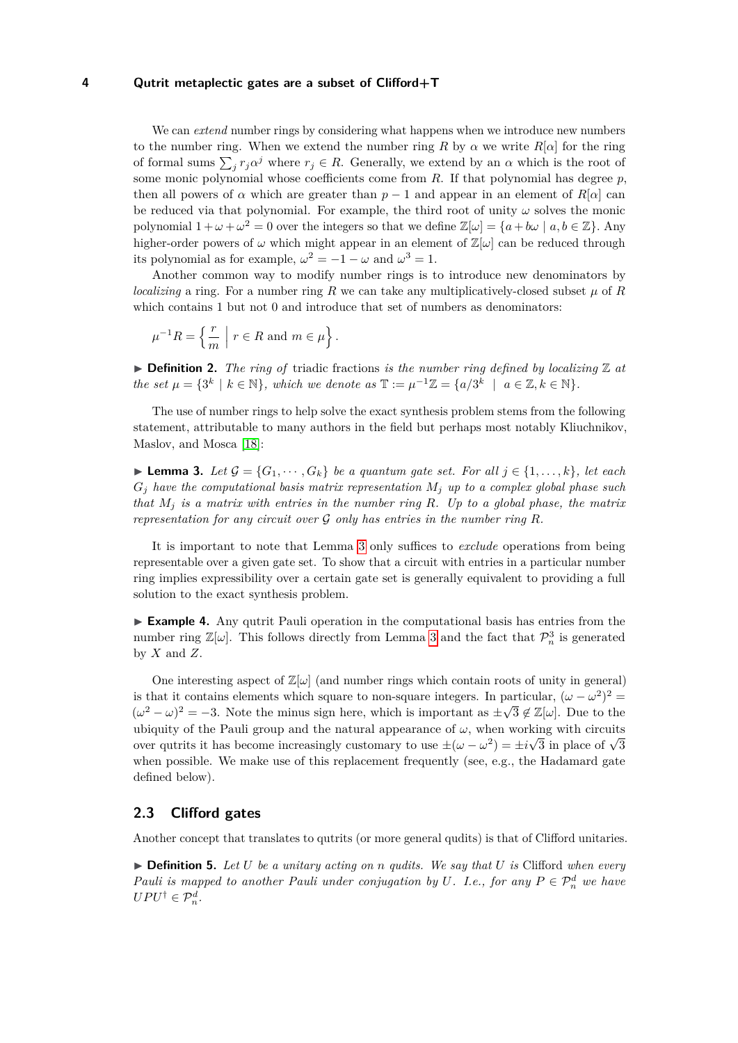We can *extend* number rings by considering what happens when we introduce new numbers to the number ring. When we extend the number ring $R$ by $\alpha$ we write $R[\alpha]$ for the ring of formal sums $\sum_j r_j \alpha^j$ where $r_j \in R$. Generally, we extend by an $\alpha$ which is the root of some monic polynomial whose coefficients come from $R$. If that polynomial has degree $p$, then all powers of $\alpha$ which are greater than $p-1$ and appear in an element of $R[\alpha]$ can be reduced via that polynomial. For example, the third root of unity $\omega$ solves the monic polynomial $1+\omega+\omega^2 = 0$ over the integers so that we define $\mathbb{Z}[\omega] = \{a + b\omega \mid a, b \in \mathbb{Z}\}$. Any higher-order powers of $\omega$ which might appear in an element of $\mathbb{Z}[\omega]$ can be reduced through its polynomial as for example, $\omega^2 = -1 - \omega$ and $\omega^3 = 1$.

Another common way to modify number rings is to introduce new denominators by *localizing* a ring. For a number ring $R$ we can take any multiplicatively-closed subset $\mu$ of $R$ which contains 1 but not 0 and introduce that set of numbers as denominators:

$$\mu^{-1}R = \left\{ \frac{r}{m} \;\middle|\; r \in R \text{ and } m \in \mu \right\}.$$

▶ **Definition 2.** *The ring of* triadic fractions *is the number ring defined by localizing $\mathbb{Z}$ at the set $\mu = \{3^k \mid k \in \mathbb{N}\}$, which we denote as $\mathbb{T} := \mu^{-1}\mathbb{Z} = \{a/3^k \mid a \in \mathbb{Z}, k \in \mathbb{N}\}$.*

The use of number rings to help solve the exact synthesis problem stems from the following statement, attributable to many authors in the field but perhaps most notably Kliuchnikov, Maslov, and Mosca [18]:

▶ **Lemma 3.** *Let $\mathcal{G} = \{G_1, \cdots, G_k\}$ be a quantum gate set. For all $j \in \{1, \ldots, k\}$, let each $G_j$ have the computational basis matrix representation $M_j$ up to a complex global phase such that $M_j$ is a matrix with entries in the number ring $R$. Up to a global phase, the matrix representation for any circuit over $\mathcal{G}$ only has entries in the number ring $R$.*

It is important to note that Lemma 3 only suffices to *exclude* operations from being representable over a given gate set. To show that a circuit with entries in a particular number ring implies expressibility over a certain gate set is generally equivalent to providing a full solution to the exact synthesis problem.

▶ **Example 4.** Any qutrit Pauli operation in the computational basis has entries from the number ring $\mathbb{Z}[\omega]$. This follows directly from Lemma 3 and the fact that $\mathcal{P}_n^3$ is generated by $X$ and $Z$.

One interesting aspect of $\mathbb{Z}[\omega]$ (and number rings which contain roots of unity in general) is that it contains elements which square to non-square integers. In particular, $(\omega - \omega^2)^2 = (\omega^2 - \omega)^2 = -3$. Note the minus sign here, which is important as $\pm\sqrt{3} \notin \mathbb{Z}[\omega]$. Due to the ubiquity of the Pauli group and the natural appearance of $\omega$, when working with circuits over qutrits it has become increasingly customary to use $\pm(\omega - \omega^2) = \pm i\sqrt{3}$ in place of $\sqrt{3}$ when possible. We make use of this replacement frequently (see, e.g., the Hadamard gate defined below).

## 2.3 Clifford gates

Another concept that translates to qutrits (or more general qudits) is that of Clifford unitaries.

▶ **Definition 5.** *Let $U$ be a unitary acting on $n$ qudits. We say that $U$ is* Clifford *when every Pauli is mapped to another Pauli under conjugation by $U$. I.e., for any $P \in \mathcal{P}_n^d$ we have $UPU^\dagger \in \mathcal{P}_n^d$.*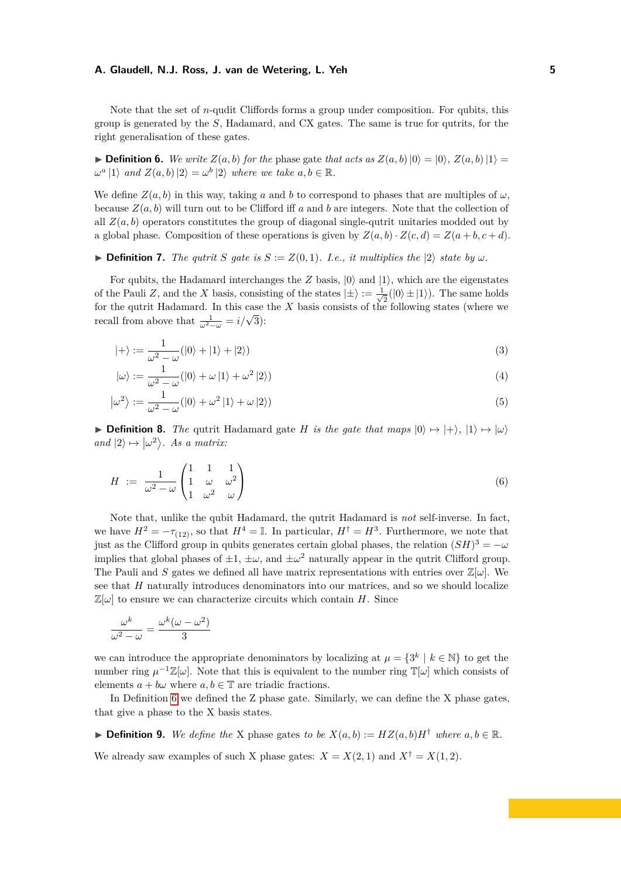Note that the set of $n$-qudit Cliffords forms a group under composition. For qubits, this group is generated by the $S$, Hadamard, and CX gates. The same is true for qutrits, for the right generalisation of these gates.

▶ **Definition 6.** *We write $Z(a,b)$ for the* phase gate *that acts as $Z(a,b)|0\rangle = |0\rangle$, $Z(a,b)|1\rangle = \omega^a|1\rangle$ and $Z(a,b)|2\rangle = \omega^b|2\rangle$ where we take $a,b \in \mathbb{R}$.*

We define $Z(a,b)$ in this way, taking $a$ and $b$ to correspond to phases that are multiples of $\omega$, because $Z(a,b)$ will turn out to be Clifford iff $a$ and $b$ are integers. Note that the collection of all $Z(a,b)$ operators constitutes the group of diagonal single-qutrit unitaries modded out by a global phase. Composition of these operations is given by $Z(a,b) \cdot Z(c,d) = Z(a+b, c+d)$.

▶ **Definition 7.** *The qutrit $S$ gate is $S := Z(0,1)$. I.e., it multiplies the $|2\rangle$ state by $\omega$.*

For qubits, the Hadamard interchanges the $Z$ basis, $|0\rangle$ and $|1\rangle$, which are the eigenstates of the Pauli $Z$, and the $X$ basis, consisting of the states $|\pm\rangle := \frac{1}{\sqrt{2}}(|0\rangle \pm |1\rangle)$. The same holds for the qutrit Hadamard. In this case the $X$ basis consists of the following states (where we recall from above that $\frac{1}{\omega^2-\omega} = i/\sqrt{3}$):

$$|+\rangle := \frac{1}{\omega^2-\omega}(|0\rangle + |1\rangle + |2\rangle) \tag{3}$$

$$|\omega\rangle := \frac{1}{\omega^2-\omega}(|0\rangle + \omega|1\rangle + \omega^2|2\rangle) \tag{4}$$

$$|\omega^2\rangle := \frac{1}{\omega^2-\omega}(|0\rangle + \omega^2|1\rangle + \omega|2\rangle) \tag{5}$$

▶ **Definition 8.** *The* qutrit Hadamard gate *$H$ is the gate that maps $|0\rangle \mapsto |+\rangle$, $|1\rangle \mapsto |\omega\rangle$ and $|2\rangle \mapsto |\omega^2\rangle$. As a matrix:*

$$H \;:=\; \frac{1}{\omega^2-\omega}\begin{pmatrix} 1 & 1 & 1 \\ 1 & \omega & \omega^2 \\ 1 & \omega^2 & \omega \end{pmatrix} \tag{6}$$

Note that, unlike the qubit Hadamard, the qutrit Hadamard is *not* self-inverse. In fact, we have $H^2 = -\tau_{(12)}$, so that $H^4 = \mathbb{I}$. In particular, $H^\dagger = H^3$. Furthermore, we note that just as the Clifford group in qubits generates certain global phases, the relation $(SH)^3 = -\omega$ implies that global phases of $\pm 1$, $\pm\omega$, and $\pm\omega^2$ naturally appear in the qutrit Clifford group. The Pauli and $S$ gates we defined all have matrix representations with entries over $\mathbb{Z}[\omega]$. We see that $H$ naturally introduces denominators into our matrices, and so we should localize $\mathbb{Z}[\omega]$ to ensure we can characterize circuits which contain $H$. Since

$$\frac{\omega^k}{\omega^2-\omega} = \frac{\omega^k(\omega-\omega^2)}{3}$$

we can introduce the appropriate denominators by localizing at $\mu = \{3^k \mid k \in \mathbb{N}\}$ to get the number ring $\mu^{-1}\mathbb{Z}[\omega]$. Note that this is equivalent to the number ring $\mathbb{T}[\omega]$ which consists of elements $a + b\omega$ where $a,b \in \mathbb{T}$ are triadic fractions.

In Definition 6 we defined the Z phase gate. Similarly, we can define the X phase gates, that give a phase to the X basis states.

▶ **Definition 9.** *We define the* X phase gates *to be $X(a,b) := HZ(a,b)H^\dagger$ where $a,b \in \mathbb{R}$.*

We already saw examples of such X phase gates: $X = X(2,1)$ and $X^\dagger = X(1,2)$.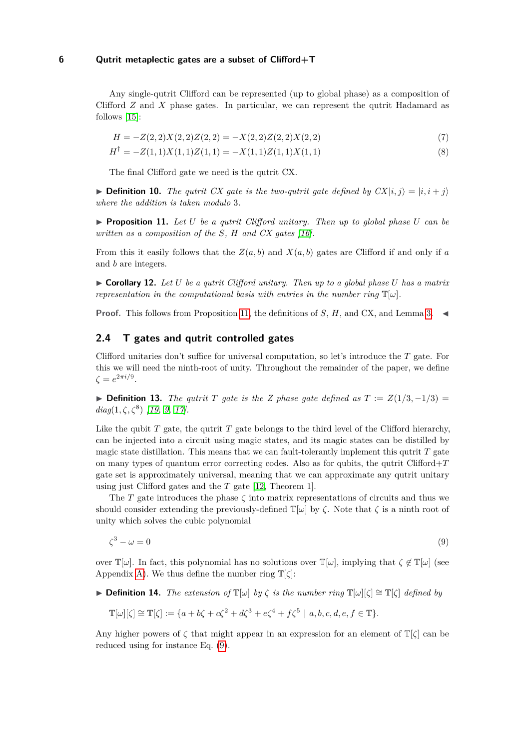Any single-qutrit Clifford can be represented (up to global phase) as a composition of Clifford $Z$ and $X$ phase gates. In particular, we can represent the qutrit Hadamard as follows [15]:

$$H = -Z(2,2)X(2,2)Z(2,2) = -X(2,2)Z(2,2)X(2,2) \tag{7}$$

$$H^\dagger = -Z(1,1)X(1,1)Z(1,1) = -X(1,1)Z(1,1)X(1,1) \tag{8}$$

The final Clifford gate we need is the qutrit CX.

▶ **Definition 10.** *The qutrit CX gate is the two-qutrit gate defined by* $CX|i,j\rangle = |i, i+j\rangle$ *where the addition is taken modulo 3.*

▶ **Proposition 11.** *Let $U$ be a qutrit Clifford unitary. Then up to global phase $U$ can be written as a composition of the $S$, $H$ and CX gates [16].*

From this it easily follows that the $Z(a,b)$ and $X(a,b)$ gates are Clifford if and only if $a$ and $b$ are integers.

▶ **Corollary 12.** *Let $U$ be a qutrit Clifford unitary. Then up to a global phase $U$ has a matrix representation in the computational basis with entries in the number ring $\mathbb{T}[\omega]$.*

**Proof.** This follows from Proposition 11, the definitions of $S$, $H$, and CX, and Lemma 3. ◀

## 2.4 T gates and qutrit controlled gates

Clifford unitaries don't suffice for universal computation, so let's introduce the $T$ gate. For this we will need the ninth-root of unity. Throughout the remainder of the paper, we define $\zeta = e^{2\pi i/9}$.

▶ **Definition 13.** *The qutrit $T$ gate is the $Z$ phase gate defined as $T := Z(1/3, -1/3) = diag(1, \zeta, \zeta^8)$ [19, 9, 17].*

Like the qubit $T$ gate, the qutrit $T$ gate belongs to the third level of the Clifford hierarchy, can be injected into a circuit using magic states, and its magic states can be distilled by magic state distillation. This means that we can fault-tolerantly implement this qutrit $T$ gate on many types of quantum error correcting codes. Also as for qubits, the qutrit Clifford+$T$ gate set is approximately universal, meaning that we can approximate any qutrit unitary using just Clifford gates and the $T$ gate [12, Theorem 1].

The $T$ gate introduces the phase $\zeta$ into matrix representations of circuits and thus we should consider extending the previously-defined $\mathbb{T}[\omega]$ by $\zeta$. Note that $\zeta$ is a ninth root of unity which solves the cubic polynomial

$$\zeta^3 - \omega = 0 \tag{9}$$

over $\mathbb{T}[\omega]$. In fact, this polynomial has no solutions over $\mathbb{T}[\omega]$, implying that $\zeta \notin \mathbb{T}[\omega]$ (see Appendix A). We thus define the number ring $\mathbb{T}[\zeta]$:

▶ **Definition 14.** *The extension of $\mathbb{T}[\omega]$ by $\zeta$ is the number ring $\mathbb{T}[\omega][\zeta] \cong \mathbb{T}[\zeta]$ defined by*

$$\mathbb{T}[\omega][\zeta] \cong \mathbb{T}[\zeta] := \{a + b\zeta + c\zeta^2 + d\zeta^3 + e\zeta^4 + f\zeta^5 \mid a, b, c, d, e, f \in \mathbb{T}\}.$$

Any higher powers of $\zeta$ that might appear in an expression for an element of $\mathbb{T}[\zeta]$ can be reduced using for instance Eq. (9).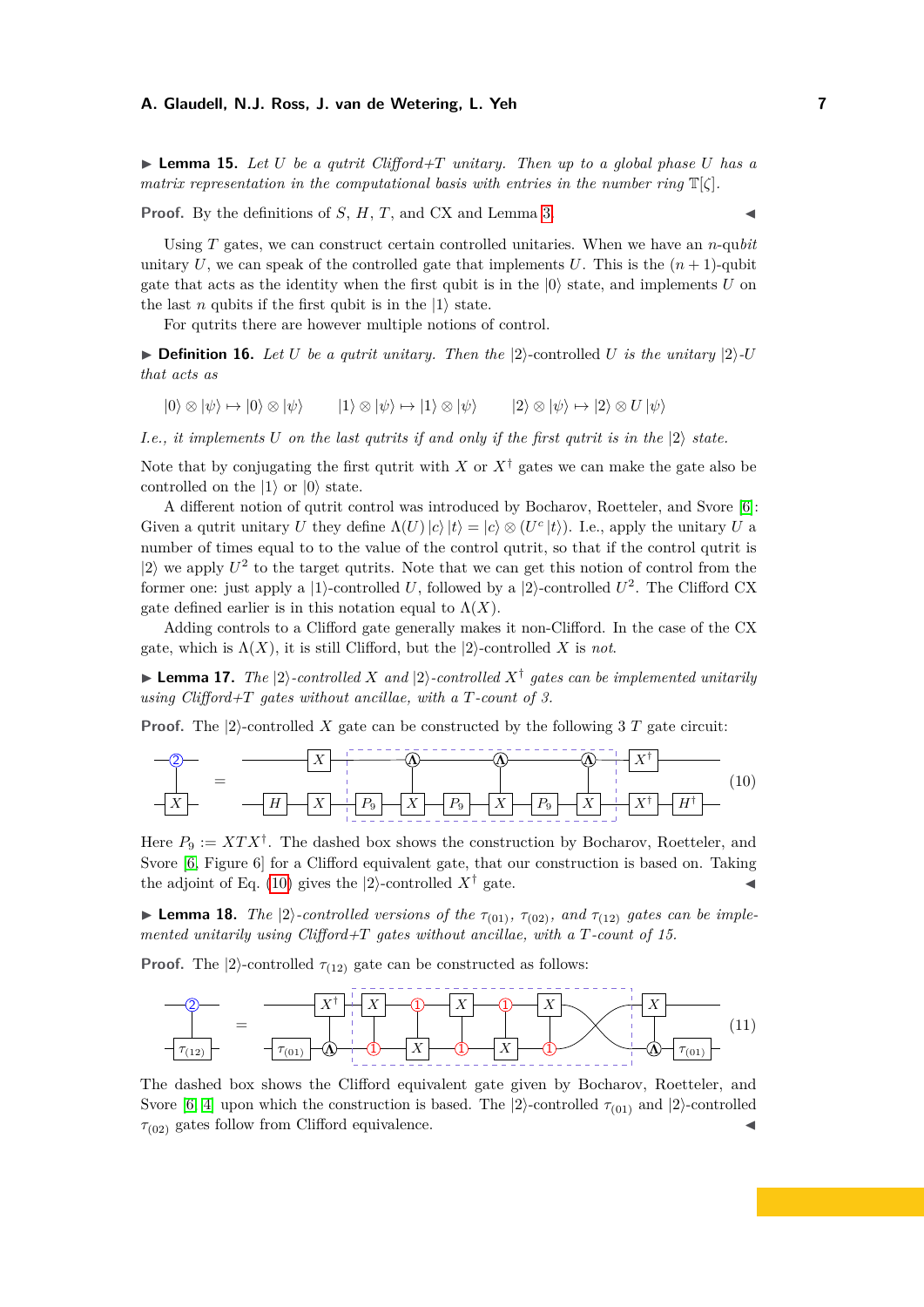**▶ Lemma 15.** *Let $U$ be a qutrit Clifford+T unitary. Then up to a global phase $U$ has a matrix representation in the computational basis with entries in the number ring $\mathbb{T}[\zeta]$.*

**Proof.** By the definitions of $S$, $H$, $T$, and CX and Lemma 3. ◀

Using $T$ gates, we can construct certain controlled unitaries. When we have an $n$-qubit unitary $U$, we can speak of the controlled gate that implements $U$. This is the $(n+1)$-qubit gate that acts as the identity when the first qubit is in the $|0\rangle$ state, and implements $U$ on the last $n$ qubits if the first qubit is in the $|1\rangle$ state.

For qutrits there are however multiple notions of control.

**▶ Definition 16.** *Let $U$ be a qutrit unitary. Then the $|2\rangle$-controlled $U$ is the unitary $|2\rangle$-$U$ that acts as*

$$|0\rangle \otimes |\psi\rangle \mapsto |0\rangle \otimes |\psi\rangle \qquad |1\rangle \otimes |\psi\rangle \mapsto |1\rangle \otimes |\psi\rangle \qquad |2\rangle \otimes |\psi\rangle \mapsto |2\rangle \otimes U|\psi\rangle$$

*I.e., it implements $U$ on the last qutrits if and only if the first qutrit is in the $|2\rangle$ state.*

Note that by conjugating the first qutrit with $X$ or $X^\dagger$ gates we can make the gate also be controlled on the $|1\rangle$ or $|0\rangle$ state.

A different notion of qutrit control was introduced by Bocharov, Roetteler, and Svore [6]: Given a qutrit unitary $U$ they define $\Lambda(U)|c\rangle|t\rangle = |c\rangle \otimes (U^c|t\rangle)$. I.e., apply the unitary $U$ a number of times equal to to the value of the control qutrit, so that if the control qutrit is $|2\rangle$ we apply $U^2$ to the target qutrits. Note that we can get this notion of control from the former one: just apply a $|1\rangle$-controlled $U$, followed by a $|2\rangle$-controlled $U^2$. The Clifford CX gate defined earlier is in this notation equal to $\Lambda(X)$.

Adding controls to a Clifford gate generally makes it non-Clifford. In the case of the CX gate, which is $\Lambda(X)$, it is still Clifford, but the $|2\rangle$-controlled $X$ is *not*.

**▶ Lemma 17.** *The $|2\rangle$-controlled $X$ and $|2\rangle$-controlled $X^\dagger$ gates can be implemented unitarily using Clifford+T gates without ancillae, with a T-count of 3.*

**Proof.** The $|2\rangle$-controlled $X$ gate can be constructed by the following 3 $T$ gate circuit:

(10)

Here $P_9 := XTX^\dagger$. The dashed box shows the construction by Bocharov, Roetteler, and Svore [6, Figure 6] for a Clifford equivalent gate, that our construction is based on. Taking the adjoint of Eq. (10) gives the $|2\rangle$-controlled $X^\dagger$ gate. ◀

**▶ Lemma 18.** *The $|2\rangle$-controlled versions of the $\tau_{(01)}$, $\tau_{(02)}$, and $\tau_{(12)}$ gates can be implemented unitarily using Clifford+T gates without ancillae, with a T-count of 15.*

**Proof.** The $|2\rangle$-controlled $\tau_{(12)}$ gate can be constructed as follows:

(11)

The dashed box shows the Clifford equivalent gate given by Bocharov, Roetteler, and Svore [6, 4] upon which the construction is based. The $|2\rangle$-controlled $\tau_{(01)}$ and $|2\rangle$-controlled $\tau_{(02)}$ gates follow from Clifford equivalence. ◀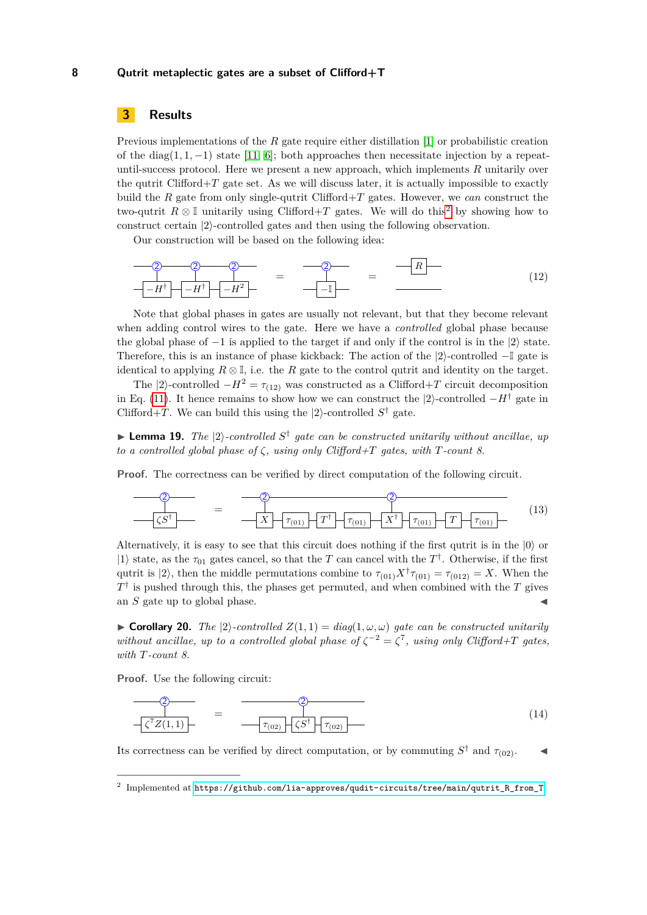## 3 Results

Previous implementations of the $R$ gate require either distillation [1] or probabilistic creation of the $\text{diag}(1, 1, -1)$ state [11, 6]; both approaches then necessitate injection by a repeat-until-success protocol. Here we present a new approach, which implements $R$ unitarily over the qutrit Clifford+$T$ gate set. As we will discuss later, it is actually impossible to exactly build the $R$ gate from only single-qutrit Clifford+$T$ gates. However, we *can* construct the two-qutrit $R \otimes \mathbb{I}$ unitarily using Clifford+$T$ gates. We will do this[2] by showing how to construct certain $|2\rangle$-controlled gates and then using the following observation.

Our construction will be based on the following idea:

$$\text{(circuit: three } |2\rangle\text{-controlled gates } -H^\dagger,\ -H^\dagger,\ -H^2 \text{ on the target)} = \text{(} |2\rangle\text{-controlled } -\mathbb{I}\text{)} = R \otimes \mathbb{I} \tag{12}$$

Note that global phases in gates are usually not relevant, but that they become relevant when adding control wires to the gate. Here we have a *controlled* global phase because the global phase of $-1$ is applied to the target if and only if the control is in the $|2\rangle$ state. Therefore, this is an instance of phase kickback: The action of the $|2\rangle$-controlled $-\mathbb{I}$ gate is identical to applying $R \otimes \mathbb{I}$, i.e. the $R$ gate to the control qutrit and identity on the target.

The $|2\rangle$-controlled $-H^2 = \tau_{(12)}$ was constructed as a Clifford+$T$ circuit decomposition in Eq. (11). It hence remains to show how we can construct the $|2\rangle$-controlled $-H^\dagger$ gate in Clifford+$T$. We can build this using the $|2\rangle$-controlled $S^\dagger$ gate.

▶ **Lemma 19.** *The $|2\rangle$-controlled $S^\dagger$ gate can be constructed unitarily without ancillae, up to a controlled global phase of $\zeta$, using only Clifford+$T$ gates, with $T$-count 8.*

**Proof.** The correctness can be verified by direct computation of the following circuit.

$$\text{(} |2\rangle\text{-controlled } \zeta S^\dagger\text{)} = \text{(} |2\rangle\text{-controlled } X\text{)},\ \tau_{(01)},\ T^\dagger,\ \tau_{(01)},\ \text{(} |2\rangle\text{-controlled } X^\dagger\text{)},\ \tau_{(01)},\ T,\ \tau_{(01)} \tag{13}$$

Alternatively, it is easy to see that this circuit does nothing if the first qutrit is in the $|0\rangle$ or $|1\rangle$ state, as the $\tau_{01}$ gates cancel, so that the $T$ can cancel with the $T^\dagger$. Otherwise, if the first qutrit is $|2\rangle$, then the middle permutations combine to $\tau_{(01)} X^\dagger \tau_{(01)} = \tau_{(012)} = X$. When the $T^\dagger$ is pushed through this, the phases get permuted, and when combined with the $T$ gives an $S$ gate up to global phase. ◀

▶ **Corollary 20.** *The $|2\rangle$-controlled $Z(1, 1) = diag(1, \omega, \omega)$ gate can be constructed unitarily without ancillae, up to a controlled global phase of $\zeta^{-2} = \zeta^7$, using only Clifford+$T$ gates, with $T$-count 8.*

**Proof.** Use the following circuit:

$$\text{(} |2\rangle\text{-controlled } \zeta^7 Z(1,1)\text{)} = \tau_{(02)},\ \text{(} |2\rangle\text{-controlled } \zeta S^\dagger\text{)},\ \tau_{(02)} \tag{14}$$

Its correctness can be verified by direct computation, or by commuting $S^\dagger$ and $\tau_{(02)}$. ◀

[2] Implemented at https://github.com/lia-approves/qudit-circuits/tree/main/qutrit_R_from_T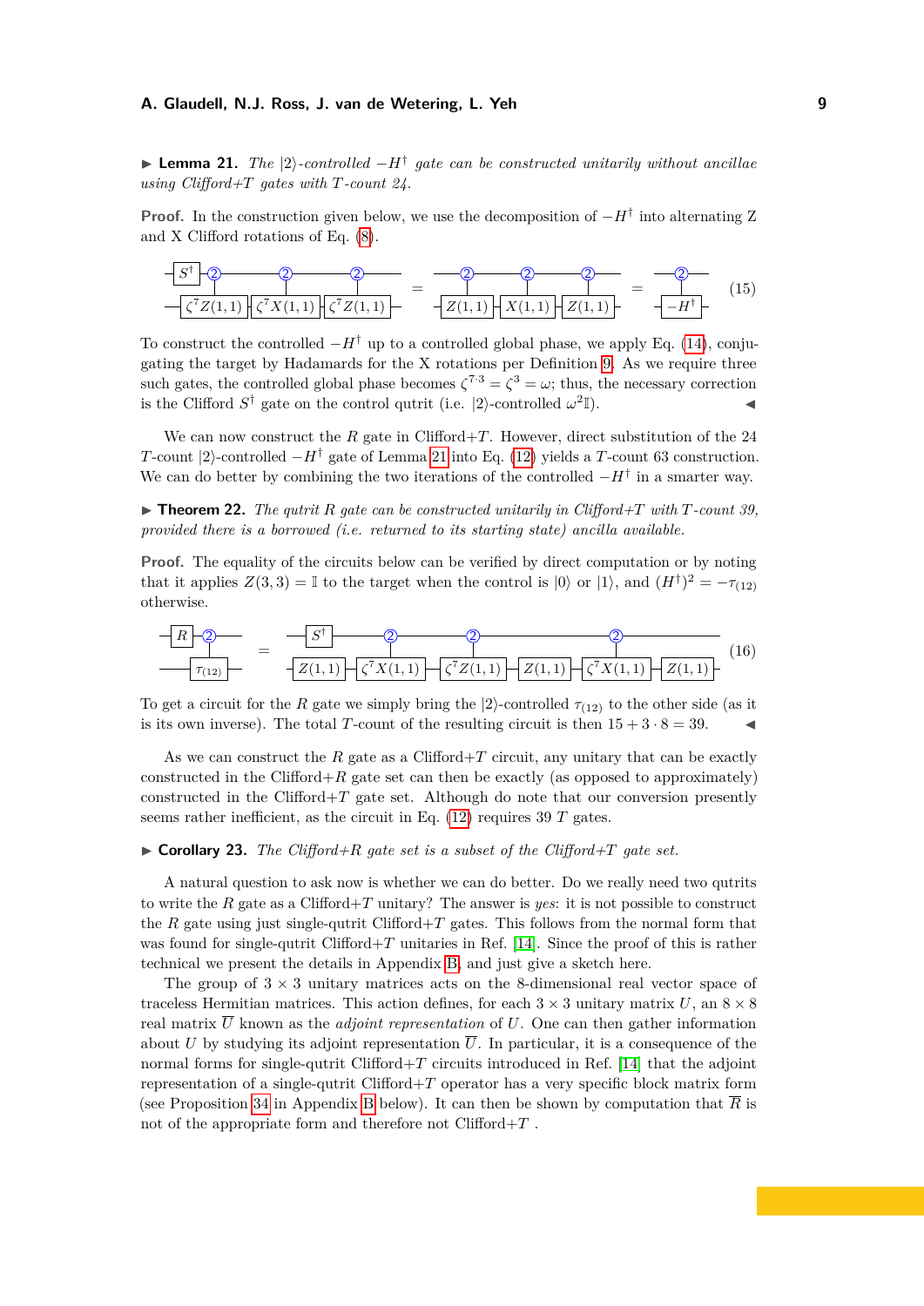▶ **Lemma 21.** *The $|2\rangle$-controlled $-H^\dagger$ gate can be constructed unitarily without ancillae using Clifford+T gates with T-count 24.*

**Proof.** In the construction given below, we use the decomposition of $-H^\dagger$ into alternating Z and X Clifford rotations of Eq. (8).

$$\text{(controlled-}|2\rangle\text{, } S^\dagger \text{ on control)}\ \zeta^7 Z(1,1)\ \zeta^7 X(1,1)\ \zeta^7 Z(1,1) = \text{(controlled-}|2\rangle\text{)}\ Z(1,1)\ X(1,1)\ Z(1,1) = \text{(controlled-}|2\rangle\text{)}\ -H^\dagger \tag{15}$$

To construct the controlled $-H^\dagger$ up to a controlled global phase, we apply Eq. (14), conjugating the target by Hadamards for the X rotations per Definition 9. As we require three such gates, the controlled global phase becomes $\zeta^{7\cdot 3} = \zeta^3 = \omega$; thus, the necessary correction is the Clifford $S^\dagger$ gate on the control qutrit (i.e. $|2\rangle$-controlled $\omega^2\mathbb{I}$). ◀

We can now construct the $R$ gate in Clifford+$T$. However, direct substitution of the 24 $T$-count $|2\rangle$-controlled $-H^\dagger$ gate of Lemma 21 into Eq. (12) yields a $T$-count 63 construction. We can do better by combining the two iterations of the controlled $-H^\dagger$ in a smarter way.

▶ **Theorem 22.** *The qutrit $R$ gate can be constructed unitarily in Clifford+T with T-count 39, provided there is a borrowed (i.e. returned to its starting state) ancilla available.*

**Proof.** The equality of the circuits below can be verified by direct computation or by noting that it applies $Z(3,3) = \mathbb{I}$ to the target when the control is $|0\rangle$ or $|1\rangle$, and $(H^\dagger)^2 = -\tau_{(12)}$ otherwise.

$$R \text{ (on control)},\ |2\rangle\text{-controlled } \tau_{(12)} = S^\dagger \text{ (on control)},\ Z(1,1)\ \ \zeta^7 X(1,1)\ \ \zeta^7 Z(1,1)\ \ Z(1,1)\ \ \zeta^7 X(1,1)\ \ Z(1,1) \tag{16}$$

(where the three $\zeta^7$ gates are $|2\rangle$-controlled)

To get a circuit for the $R$ gate we simply bring the $|2\rangle$-controlled $\tau_{(12)}$ to the other side (as it is its own inverse). The total $T$-count of the resulting circuit is then $15 + 3 \cdot 8 = 39$. ◀

As we can construct the $R$ gate as a Clifford+$T$ circuit, any unitary that can be exactly constructed in the Clifford+$R$ gate set can then be exactly (as opposed to approximately) constructed in the Clifford+$T$ gate set. Although do note that our conversion presently seems rather inefficient, as the circuit in Eq. (12) requires 39 $T$ gates.

▶ **Corollary 23.** *The Clifford+R gate set is a subset of the Clifford+T gate set.*

A natural question to ask now is whether we can do better. Do we really need two qutrits to write the $R$ gate as a Clifford+$T$ unitary? The answer is *yes*: it is not possible to construct the $R$ gate using just single-qutrit Clifford+$T$ gates. This follows from the normal form that was found for single-qutrit Clifford+$T$ unitaries in Ref. [14]. Since the proof of this is rather technical we present the details in Appendix B, and just give a sketch here.

The group of $3 \times 3$ unitary matrices acts on the 8-dimensional real vector space of traceless Hermitian matrices. This action defines, for each $3 \times 3$ unitary matrix $U$, an $8 \times 8$ real matrix $\overline{U}$ known as the *adjoint representation* of $U$. One can then gather information about $U$ by studying its adjoint representation $\overline{U}$. In particular, it is a consequence of the normal forms for single-qutrit Clifford+$T$ circuits introduced in Ref. [14] that the adjoint representation of a single-qutrit Clifford+$T$ operator has a very specific block matrix form (see Proposition 34 in Appendix B below). It can then be shown by computation that $\overline{R}$ is not of the appropriate form and therefore not Clifford+$T$ .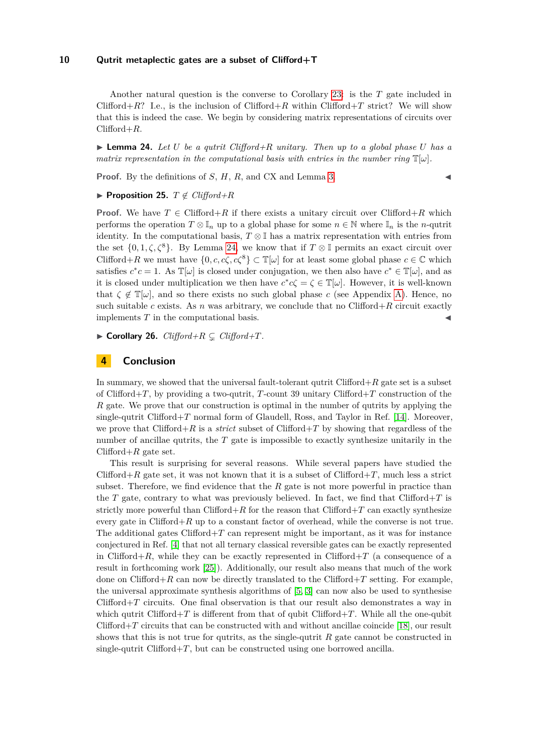Another natural question is the converse to Corollary 23: is the $T$ gate included in Clifford+$R$? I.e., is the inclusion of Clifford+$R$ within Clifford+$T$ strict? We will show that this is indeed the case. We begin by considering matrix representations of circuits over Clifford+$R$.

▶ **Lemma 24.** *Let $U$ be a qutrit Clifford+$R$ unitary. Then up to a global phase $U$ has a matrix representation in the computational basis with entries in the number ring $\mathbb{T}[\omega]$.*

**Proof.** By the definitions of $S$, $H$, $R$, and CX and Lemma 3. ◀

▶ **Proposition 25.** *$T \notin$ Clifford+$R$*

**Proof.** We have $T \in$ Clifford+$R$ if there exists a unitary circuit over Clifford+$R$ which performs the operation $T \otimes \mathbb{I}_n$ up to a global phase for some $n \in \mathbb{N}$ where $\mathbb{I}_n$ is the $n$-qutrit identity. In the computational basis, $T \otimes \mathbb{I}$ has a matrix representation with entries from the set $\{0, 1, \zeta, \zeta^8\}$. By Lemma 24, we know that if $T \otimes \mathbb{I}$ permits an exact circuit over Clifford+$R$ we must have $\{0, c, c\zeta, c\zeta^8\} \subset \mathbb{T}[\omega]$ for at least some global phase $c \in \mathbb{C}$ which satisfies $c^*c = 1$. As $\mathbb{T}[\omega]$ is closed under conjugation, we then also have $c^* \in \mathbb{T}[\omega]$, and as it is closed under multiplication we then have $c^*c\zeta = \zeta \in \mathbb{T}[\omega]$. However, it is well-known that $\zeta \notin \mathbb{T}[\omega]$, and so there exists no such global phase $c$ (see Appendix A). Hence, no such suitable $c$ exists. As $n$ was arbitrary, we conclude that no Clifford+$R$ circuit exactly implements $T$ in the computational basis. ◀

▶ **Corollary 26.** *Clifford+$R \subsetneq$ Clifford+$T$.*

## 4 Conclusion

In summary, we showed that the universal fault-tolerant qutrit Clifford+$R$ gate set is a subset of Clifford+$T$, by providing a two-qutrit, $T$-count 39 unitary Clifford+$T$ construction of the $R$ gate. We prove that our construction is optimal in the number of qutrits by applying the single-qutrit Clifford+$T$ normal form of Glaudell, Ross, and Taylor in Ref. [14]. Moreover, we prove that Clifford+$R$ is a *strict* subset of Clifford+$T$ by showing that regardless of the number of ancillae qutrits, the $T$ gate is impossible to exactly synthesize unitarily in the Clifford+$R$ gate set.

This result is surprising for several reasons. While several papers have studied the Clifford+$R$ gate set, it was not known that it is a subset of Clifford+$T$, much less a strict subset. Therefore, we find evidence that the $R$ gate is not more powerful in practice than the $T$ gate, contrary to what was previously believed. In fact, we find that Clifford+$T$ is strictly more powerful than Clifford+$R$ for the reason that Clifford+$T$ can exactly synthesize every gate in Clifford+$R$ up to a constant factor of overhead, while the converse is not true. The additional gates Clifford+$T$ can represent might be important, as it was for instance conjectured in Ref. [4] that not all ternary classical reversible gates can be exactly represented in Clifford+$R$, while they can be exactly represented in Clifford+$T$ (a consequence of a result in forthcoming work [25]). Additionally, our result also means that much of the work done on Clifford+$R$ can now be directly translated to the Clifford+$T$ setting. For example, the universal approximate synthesis algorithms of [5, 3] can now also be used to synthesise Clifford+$T$ circuits. One final observation is that our result also demonstrates a way in which qutrit Clifford+$T$ is different from that of qubit Clifford+$T$. While all the one-qubit Clifford+$T$ circuits that can be constructed with and without ancillae coincide [18], our result shows that this is not true for qutrits, as the single-qutrit $R$ gate cannot be constructed in single-qutrit Clifford+$T$, but can be constructed using one borrowed ancilla.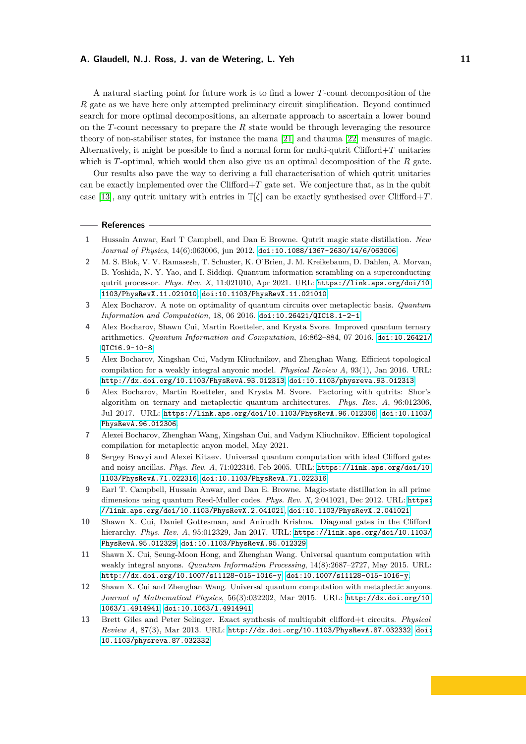A natural starting point for future work is to find a lower $T$-count decomposition of the $R$ gate as we have here only attempted preliminary circuit simplification. Beyond continued search for more optimal decompositions, an alternate approach to ascertain a lower bound on the $T$-count necessary to prepare the $R$ state would be through leveraging the resource theory of non-stabiliser states, for instance the mana [21] and thauma [22] measures of magic. Alternatively, it might be possible to find a normal form for multi-qutrit Clifford+$T$ unitaries which is $T$-optimal, which would then also give us an optimal decomposition of the $R$ gate.

Our results also pave the way to deriving a full characterisation of which qutrit unitaries can be exactly implemented over the Clifford+$T$ gate set. We conjecture that, as in the qubit case [13], any qutrit unitary with entries in $\mathbb{T}[\zeta]$ can be exactly synthesised over Clifford+$T$.

## References

1. Hussain Anwar, Earl T Campbell, and Dan E Browne. Qutrit magic state distillation. *New Journal of Physics*, 14(6):063006, jun 2012. doi:10.1088/1367-2630/14/6/063006.
2. M. S. Blok, V. V. Ramasesh, T. Schuster, K. O'Brien, J. M. Kreikebaum, D. Dahlen, A. Morvan, B. Yoshida, N. Y. Yao, and I. Siddiqi. Quantum information scrambling on a superconducting qutrit processor. *Phys. Rev. X*, 11:021010, Apr 2021. URL: https://link.aps.org/doi/10.1103/PhysRevX.11.021010, doi:10.1103/PhysRevX.11.021010.
3. Alex Bocharov. A note on optimality of quantum circuits over metaplectic basis. *Quantum Information and Computation*, 18, 06 2016. doi:10.26421/QIC18.1-2-1.
4. Alex Bocharov, Shawn Cui, Martin Roetteler, and Krysta Svore. Improved quantum ternary arithmetics. *Quantum Information and Computation*, 16:862–884, 07 2016. doi:10.26421/QIC16.9-10-8.
5. Alex Bocharov, Xingshan Cui, Vadym Kliuchnikov, and Zhenghan Wang. Efficient topological compilation for a weakly integral anyonic model. *Physical Review A*, 93(1), Jan 2016. URL: http://dx.doi.org/10.1103/PhysRevA.93.012313, doi:10.1103/physreva.93.012313.
6. Alex Bocharov, Martin Roetteler, and Krysta M. Svore. Factoring with qutrits: Shor's algorithm on ternary and metaplectic quantum architectures. *Phys. Rev. A*, 96:012306, Jul 2017. URL: https://link.aps.org/doi/10.1103/PhysRevA.96.012306, doi:10.1103/PhysRevA.96.012306.
7. Alexei Bocharov, Zhenghan Wang, Xingshan Cui, and Vadym Kliuchnikov. Efficient topological compilation for metaplectic anyon model, May 2021.
8. Sergey Bravyi and Alexei Kitaev. Universal quantum computation with ideal Clifford gates and noisy ancillas. *Phys. Rev. A*, 71:022316, Feb 2005. URL: https://link.aps.org/doi/10.1103/PhysRevA.71.022316, doi:10.1103/PhysRevA.71.022316.
9. Earl T. Campbell, Hussain Anwar, and Dan E. Browne. Magic-state distillation in all prime dimensions using quantum Reed-Muller codes. *Phys. Rev. X*, 2:041021, Dec 2012. URL: https://link.aps.org/doi/10.1103/PhysRevX.2.041021, doi:10.1103/PhysRevX.2.041021.
10. Shawn X. Cui, Daniel Gottesman, and Anirudh Krishna. Diagonal gates in the Clifford hierarchy. *Phys. Rev. A*, 95:012329, Jan 2017. URL: https://link.aps.org/doi/10.1103/PhysRevA.95.012329, doi:10.1103/PhysRevA.95.012329.
11. Shawn X. Cui, Seung-Moon Hong, and Zhenghan Wang. Universal quantum computation with weakly integral anyons. *Quantum Information Processing*, 14(8):2687–2727, May 2015. URL: http://dx.doi.org/10.1007/s11128-015-1016-y, doi:10.1007/s11128-015-1016-y.
12. Shawn X. Cui and Zhenghan Wang. Universal quantum computation with metaplectic anyons. *Journal of Mathematical Physics*, 56(3):032202, Mar 2015. URL: http://dx.doi.org/10.1063/1.4914941, doi:10.1063/1.4914941.
13. Brett Giles and Peter Selinger. Exact synthesis of multiqubit clifford+t circuits. *Physical Review A*, 87(3), Mar 2013. URL: http://dx.doi.org/10.1103/PhysRevA.87.032332, doi:10.1103/physreva.87.032332.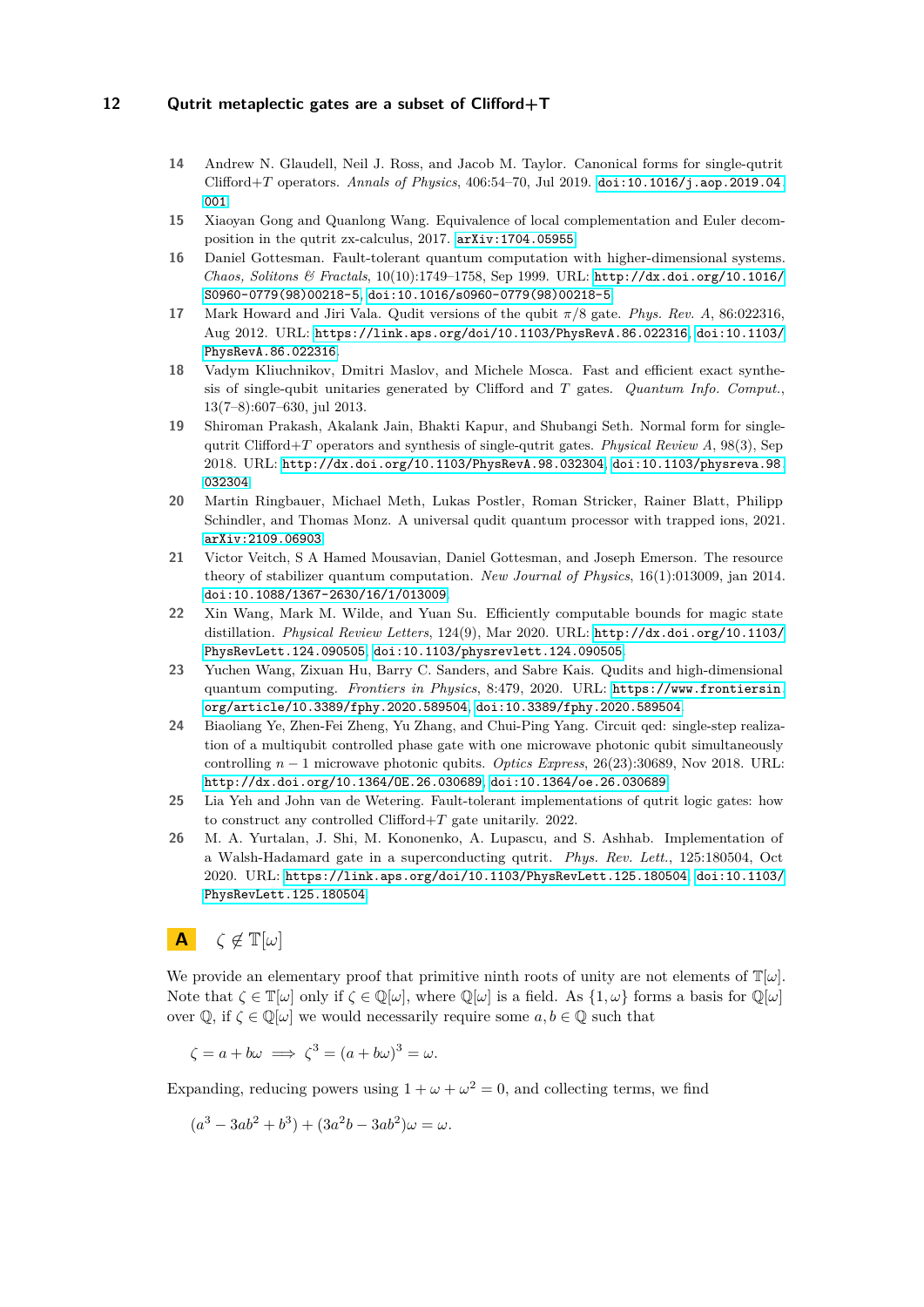14 Andrew N. Glaudell, Neil J. Ross, and Jacob M. Taylor. Canonical forms for single-qutrit Clifford+$T$ operators. *Annals of Physics*, 406:54–70, Jul 2019. doi:10.1016/j.aop.2019.04.001.

15 Xiaoyan Gong and Quanlong Wang. Equivalence of local complementation and Euler decomposition in the qutrit zx-calculus, 2017. arXiv:1704.05955.

16 Daniel Gottesman. Fault-tolerant quantum computation with higher-dimensional systems. *Chaos, Solitons & Fractals*, 10(10):1749–1758, Sep 1999. URL: http://dx.doi.org/10.1016/S0960-0779(98)00218-5, doi:10.1016/s0960-0779(98)00218-5.

17 Mark Howard and Jiri Vala. Qudit versions of the qubit $\pi/8$ gate. *Phys. Rev. A*, 86:022316, Aug 2012. URL: https://link.aps.org/doi/10.1103/PhysRevA.86.022316, doi:10.1103/PhysRevA.86.022316.

18 Vadym Kliuchnikov, Dmitri Maslov, and Michele Mosca. Fast and efficient exact synthesis of single-qubit unitaries generated by Clifford and $T$ gates. *Quantum Info. Comput.*, 13(7–8):607–630, jul 2013.

19 Shiroman Prakash, Akalank Jain, Bhakti Kapur, and Shubangi Seth. Normal form for single-qutrit Clifford+$T$ operators and synthesis of single-qutrit gates. *Physical Review A*, 98(3), Sep 2018. URL: http://dx.doi.org/10.1103/PhysRevA.98.032304, doi:10.1103/physreva.98.032304.

20 Martin Ringbauer, Michael Meth, Lukas Postler, Roman Stricker, Rainer Blatt, Philipp Schindler, and Thomas Monz. A universal qudit quantum processor with trapped ions, 2021. arXiv:2109.06903.

21 Victor Veitch, S A Hamed Mousavian, Daniel Gottesman, and Joseph Emerson. The resource theory of stabilizer quantum computation. *New Journal of Physics*, 16(1):013009, jan 2014. doi:10.1088/1367-2630/16/1/013009.

22 Xin Wang, Mark M. Wilde, and Yuan Su. Efficiently computable bounds for magic state distillation. *Physical Review Letters*, 124(9), Mar 2020. URL: http://dx.doi.org/10.1103/PhysRevLett.124.090505, doi:10.1103/physrevlett.124.090505.

23 Yuchen Wang, Zixuan Hu, Barry C. Sanders, and Sabre Kais. Qudits and high-dimensional quantum computing. *Frontiers in Physics*, 8:479, 2020. URL: https://www.frontiersin.org/article/10.3389/fphy.2020.589504, doi:10.3389/fphy.2020.589504.

24 Biaoliang Ye, Zhen-Fei Zheng, Yu Zhang, and Chui-Ping Yang. Circuit qed: single-step realization of a multiqubit controlled phase gate with one microwave photonic qubit simultaneously controlling $n-1$ microwave photonic qubits. *Optics Express*, 26(23):30689, Nov 2018. URL: http://dx.doi.org/10.1364/OE.26.030689, doi:10.1364/oe.26.030689.

25 Lia Yeh and John van de Wetering. Fault-tolerant implementations of qutrit logic gates: how to construct any controlled Clifford+$T$ gate unitarily. 2022.

26 M. A. Yurtalan, J. Shi, M. Kononenko, A. Lupascu, and S. Ashhab. Implementation of a Walsh-Hadamard gate in a superconducting qutrit. *Phys. Rev. Lett.*, 125:180504, Oct 2020. URL: https://link.aps.org/doi/10.1103/PhysRevLett.125.180504, doi:10.1103/PhysRevLett.125.180504.

# A $\zeta \notin \mathbb{T}[\omega]$

We provide an elementary proof that primitive ninth roots of unity are not elements of $\mathbb{T}[\omega]$. Note that $\zeta \in \mathbb{T}[\omega]$ only if $\zeta \in \mathbb{Q}[\omega]$, where $\mathbb{Q}[\omega]$ is a field. As $\{1, \omega\}$ forms a basis for $\mathbb{Q}[\omega]$ over $\mathbb{Q}$, if $\zeta \in \mathbb{Q}[\omega]$ we would necessarily require some $a, b \in \mathbb{Q}$ such that

$$\zeta = a + b\omega \implies \zeta^3 = (a + b\omega)^3 = \omega.$$

Expanding, reducing powers using $1 + \omega + \omega^2 = 0$, and collecting terms, we find

$$(a^3 - 3ab^2 + b^3) + (3a^2b - 3ab^2)\omega = \omega.$$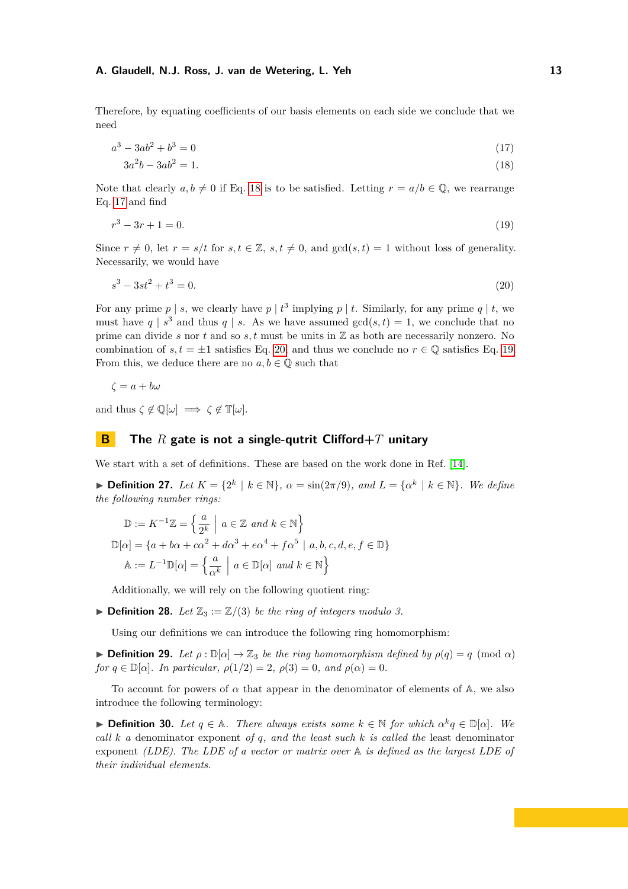Therefore, by equating coefficients of our basis elements on each side we conclude that we need

$$a^3 - 3ab^2 + b^3 = 0 \tag{17}$$

$$3a^2b - 3ab^2 = 1. \tag{18}$$

Note that clearly $a, b \neq 0$ if Eq. 18 is to be satisfied. Letting $r = a/b \in \mathbb{Q}$, we rearrange Eq. 17 and find

$$r^3 - 3r + 1 = 0. \tag{19}$$

Since $r \neq 0$, let $r = s/t$ for $s, t \in \mathbb{Z}$, $s, t \neq 0$, and $\gcd(s,t) = 1$ without loss of generality. Necessarily, we would have

$$s^3 - 3st^2 + t^3 = 0. \tag{20}$$

For any prime $p \mid s$, we clearly have $p \mid t^3$ implying $p \mid t$. Similarly, for any prime $q \mid t$, we must have $q \mid s^3$ and thus $q \mid s$. As we have assumed $\gcd(s,t) = 1$, we conclude that no prime can divide $s$ nor $t$ and so $s, t$ must be units in $\mathbb{Z}$ as both are necessarily nonzero. No combination of $s, t = \pm 1$ satisfies Eq. 20, and thus we conclude no $r \in \mathbb{Q}$ satisfies Eq. 19. From this, we deduce there are no $a, b \in \mathbb{Q}$ such that

$$\zeta = a + b\omega$$

and thus $\zeta \notin \mathbb{Q}[\omega] \implies \zeta \notin \mathbb{T}[\omega]$.

## B The $R$ gate is not a single-qutrit Clifford+$T$ unitary

We start with a set of definitions. These are based on the work done in Ref. [14].

▶ **Definition 27.** *Let $K = \{2^k \mid k \in \mathbb{N}\}$, $\alpha = \sin(2\pi/9)$, and $L = \{\alpha^k \mid k \in \mathbb{N}\}$. We define the following number rings:*

$$\mathbb{D} := K^{-1}\mathbb{Z} = \left\{ \frac{a}{2^k} \;\middle|\; a \in \mathbb{Z} \text{ and } k \in \mathbb{N} \right\}$$

$$\mathbb{D}[\alpha] = \{a + b\alpha + c\alpha^2 + d\alpha^3 + e\alpha^4 + f\alpha^5 \mid a, b, c, d, e, f \in \mathbb{D}\}$$

$$\mathbb{A} := L^{-1}\mathbb{D}[\alpha] = \left\{ \frac{a}{\alpha^k} \;\middle|\; a \in \mathbb{D}[\alpha] \text{ and } k \in \mathbb{N} \right\}$$

Additionally, we will rely on the following quotient ring:

▶ **Definition 28.** *Let $\mathbb{Z}_3 := \mathbb{Z}/(3)$ be the ring of integers modulo 3.*

Using our definitions we can introduce the following ring homomorphism:

▶ **Definition 29.** *Let $\rho : \mathbb{D}[\alpha] \to \mathbb{Z}_3$ be the ring homomorphism defined by $\rho(q) = q \pmod{\alpha}$ for $q \in \mathbb{D}[\alpha]$. In particular, $\rho(1/2) = 2$, $\rho(3) = 0$, and $\rho(\alpha) = 0$.*

To account for powers of $\alpha$ that appear in the denominator of elements of $\mathbb{A}$, we also introduce the following terminology:

▶ **Definition 30.** *Let $q \in \mathbb{A}$. There always exists some $k \in \mathbb{N}$ for which $\alpha^k q \in \mathbb{D}[\alpha]$. We call $k$ a* denominator exponent *of $q$, and the least such $k$ is called the* least denominator exponent *(LDE). The LDE of a vector or matrix over $\mathbb{A}$ is defined as the largest LDE of their individual elements.*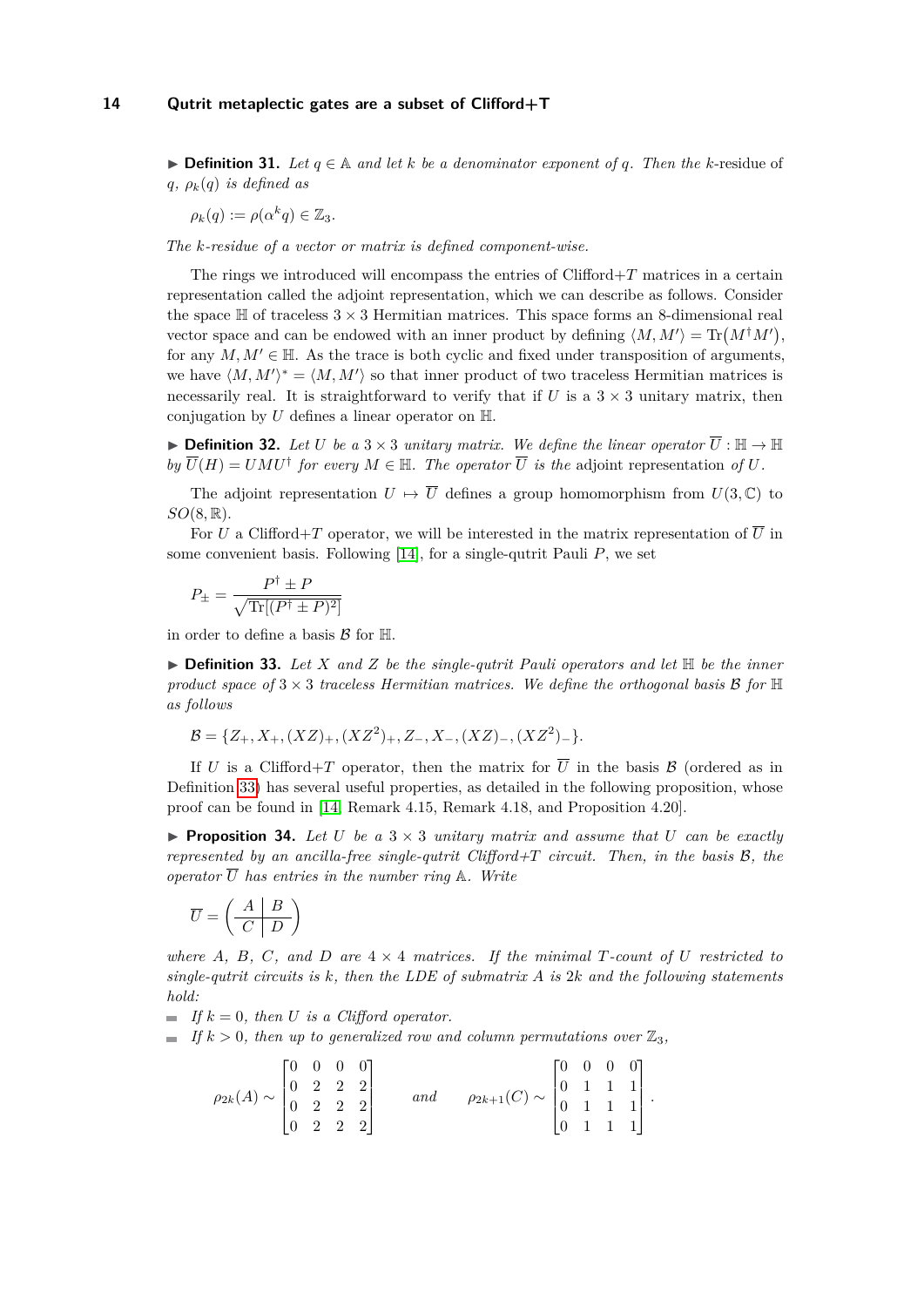▶ **Definition 31.** *Let $q \in \mathbb{A}$ and let $k$ be a denominator exponent of $q$. Then the $k$-*residue *of $q$, $\rho_k(q)$ is defined as*

$$\rho_k(q) := \rho(\alpha^k q) \in \mathbb{Z}_3.$$

*The $k$-residue of a vector or matrix is defined component-wise.*

The rings we introduced will encompass the entries of Clifford+$T$ matrices in a certain representation called the adjoint representation, which we can describe as follows. Consider the space $\mathbb{H}$ of traceless $3 \times 3$ Hermitian matrices. This space forms an 8-dimensional real vector space and can be endowed with an inner product by defining $\langle M, M' \rangle = \mathrm{Tr}(M^\dagger M')$, for any $M, M' \in \mathbb{H}$. As the trace is both cyclic and fixed under transposition of arguments, we have $\langle M, M' \rangle^* = \langle M, M' \rangle$ so that inner product of two traceless Hermitian matrices is necessarily real. It is straightforward to verify that if $U$ is a $3 \times 3$ unitary matrix, then conjugation by $U$ defines a linear operator on $\mathbb{H}$.

▶ **Definition 32.** *Let $U$ be a $3 \times 3$ unitary matrix. We define the linear operator $\overline{U} : \mathbb{H} \to \mathbb{H}$ by $\overline{U}(H) = UMU^\dagger$ for every $M \in \mathbb{H}$. The operator $\overline{U}$ is the* adjoint representation *of $U$.*

The adjoint representation $U \mapsto \overline{U}$ defines a group homomorphism from $U(3, \mathbb{C})$ to $SO(8, \mathbb{R})$.

For $U$ a Clifford+$T$ operator, we will be interested in the matrix representation of $\overline{U}$ in some convenient basis. Following [14], for a single-qutrit Pauli $P$, we set

$$P_\pm = \frac{P^\dagger \pm P}{\sqrt{\mathrm{Tr}[(P^\dagger \pm P)^2]}}$$

in order to define a basis $\mathcal{B}$ for $\mathbb{H}$.

▶ **Definition 33.** *Let $X$ and $Z$ be the single-qutrit Pauli operators and let $\mathbb{H}$ be the inner product space of $3 \times 3$ traceless Hermitian matrices. We define the orthogonal basis $\mathcal{B}$ for $\mathbb{H}$ as follows*

$$\mathcal{B} = \{Z_+, X_+, (XZ)_+, (XZ^2)_+, Z_-, X_-, (XZ)_-, (XZ^2)_-\}.$$

If $U$ is a Clifford+$T$ operator, then the matrix for $\overline{U}$ in the basis $\mathcal{B}$ (ordered as in Definition 33) has several useful properties, as detailed in the following proposition, whose proof can be found in [14, Remark 4.15, Remark 4.18, and Proposition 4.20].

▶ **Proposition 34.** *Let $U$ be a $3 \times 3$ unitary matrix and assume that $U$ can be exactly represented by an ancilla-free single-qutrit Clifford+$T$ circuit. Then, in the basis $\mathcal{B}$, the operator $\overline{U}$ has entries in the number ring $\mathbb{A}$. Write*

$$\overline{U} = \left( \begin{array}{c|c} A & B \\ \hline C & D \end{array} \right)$$

*where $A$, $B$, $C$, and $D$ are $4 \times 4$ matrices. If the minimal $T$-count of $U$ restricted to single-qutrit circuits is $k$, then the LDE of submatrix $A$ is $2k$ and the following statements hold:*

- *If $k = 0$, then $U$ is a Clifford operator.*
- *If $k > 0$, then up to generalized row and column permutations over $\mathbb{Z}_3$,*

$$\rho_{2k}(A) \sim \begin{bmatrix} 0 & 0 & 0 & 0 \\ 0 & 2 & 2 & 2 \\ 0 & 2 & 2 & 2 \\ 0 & 2 & 2 & 2 \end{bmatrix} \qquad \text{and} \qquad \rho_{2k+1}(C) \sim \begin{bmatrix} 0 & 0 & 0 & 0 \\ 0 & 1 & 1 & 1 \\ 0 & 1 & 1 & 1 \\ 0 & 1 & 1 & 1 \end{bmatrix}.$$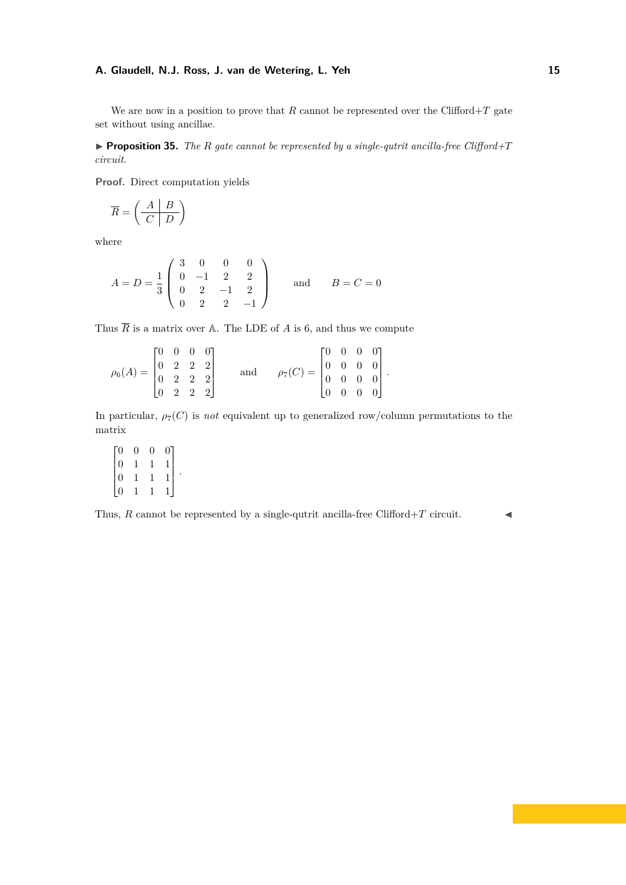We are now in a position to prove that $R$ cannot be represented over the Clifford+$T$ gate set without using ancillae.

▶ **Proposition 35.** *The $R$ gate cannot be represented by a single-qutrit ancilla-free Clifford+$T$ circuit.*

**Proof.** Direct computation yields

$$\overline{R} = \left( \begin{array}{c|c} A & B \\ \hline C & D \end{array} \right)$$

where

$$A = D = \frac{1}{3} \begin{pmatrix} 3 & 0 & 0 & 0 \\ 0 & -1 & 2 & 2 \\ 0 & 2 & -1 & 2 \\ 0 & 2 & 2 & -1 \end{pmatrix} \qquad \text{and} \qquad B = C = 0$$

Thus $\overline{R}$ is a matrix over $\mathbb{A}$. The LDE of $A$ is 6, and thus we compute

$$\rho_6(A) = \begin{bmatrix} 0 & 0 & 0 & 0 \\ 0 & 2 & 2 & 2 \\ 0 & 2 & 2 & 2 \\ 0 & 2 & 2 & 2 \end{bmatrix} \qquad \text{and} \qquad \rho_7(C) = \begin{bmatrix} 0 & 0 & 0 & 0 \\ 0 & 0 & 0 & 0 \\ 0 & 0 & 0 & 0 \\ 0 & 0 & 0 & 0 \end{bmatrix}.$$

In particular, $\rho_7(C)$ is *not* equivalent up to generalized row/column permutations to the matrix

$$\begin{bmatrix} 0 & 0 & 0 & 0 \\ 0 & 1 & 1 & 1 \\ 0 & 1 & 1 & 1 \\ 0 & 1 & 1 & 1 \end{bmatrix}.$$

Thus, $R$ cannot be represented by a single-qutrit ancilla-free Clifford+$T$ circuit. ◀